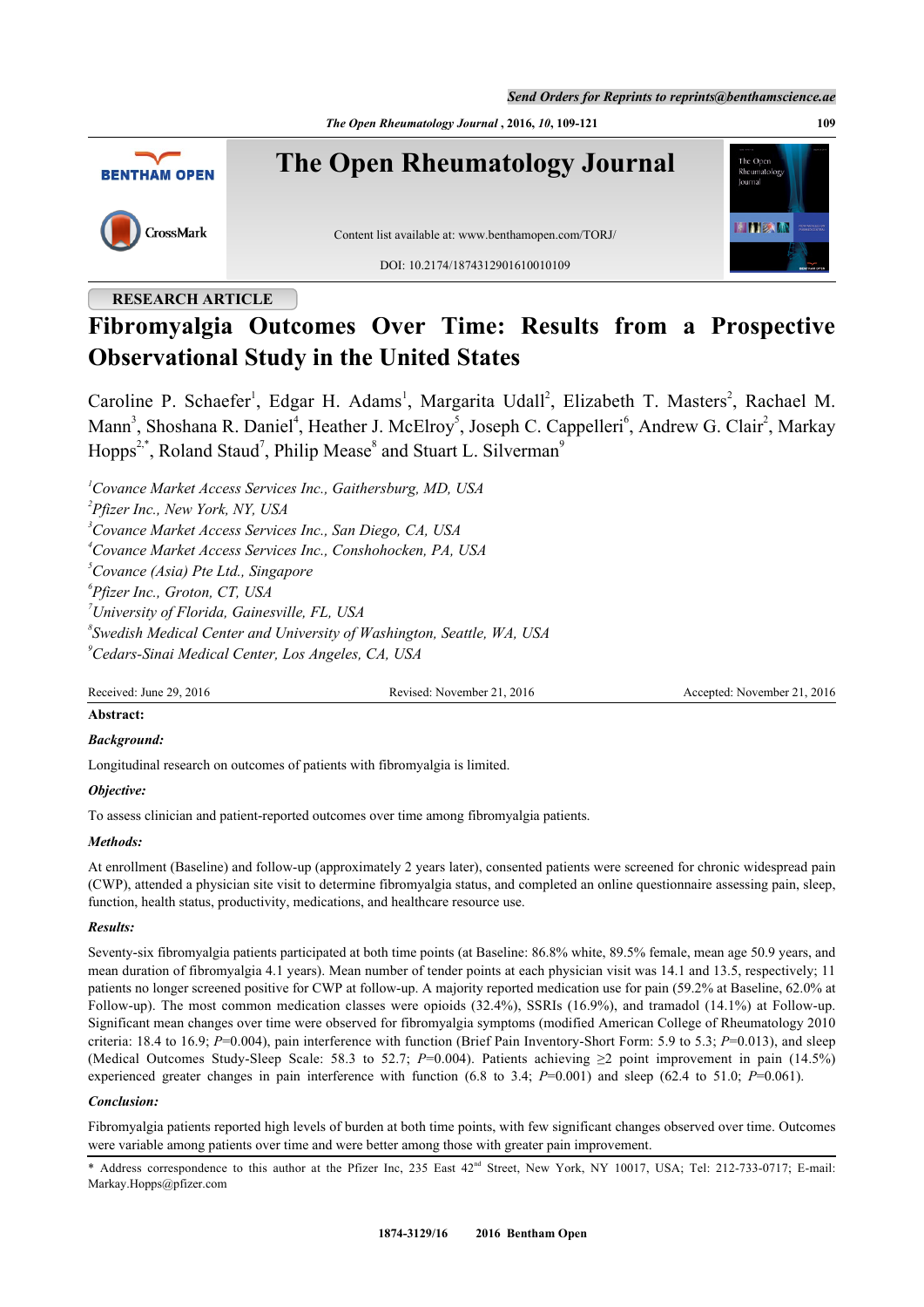RESEARCH ARTICLE

# Fibromyalgia Outcomes Over Time: Results from a Prospective Observational Study in the United States

Caroline P. Schaefer[1], Edgar H. Adams[1], Margarita Udall[2], Elizabeth T. Masters[2], Rachael M. Mann[3], Shoshana R. Daniel[4], Heather J. McElroy[5], Joseph C. Cappelleri[6], Andrew G. Clair[2], Markay Hopps[2,*], Roland Staud[7], Philip Mease[8] and Stuart L. Silverman[9]

[1]*Covance Market Access Services Inc., Gaithersburg, MD, USA*
[2]*Pfizer Inc., New York, NY, USA*
[3]*Covance Market Access Services Inc., San Diego, CA, USA*
[4]*Covance Market Access Services Inc., Conshohocken, PA, USA*
[5]*Covance (Asia) Pte Ltd., Singapore*
[6]*Pfizer Inc., Groton, CT, USA*
[7]*University of Florida, Gainesville, FL, USA*
[8]*Swedish Medical Center and University of Washington, Seattle, WA, USA*
[9]*Cedars-Sinai Medical Center, Los Angeles, CA, USA*

Received: June 29, 2016 Revised: November 21, 2016 Accepted: November 21, 2016

**Abstract:**

***Background:***

Longitudinal research on outcomes of patients with fibromyalgia is limited.

***Objective:***

To assess clinician and patient-reported outcomes over time among fibromyalgia patients.

***Methods:***

At enrollment (Baseline) and follow-up (approximately 2 years later), consented patients were screened for chronic widespread pain (CWP), attended a physician site visit to determine fibromyalgia status, and completed an online questionnaire assessing pain, sleep, function, health status, productivity, medications, and healthcare resource use.

***Results:***

Seventy-six fibromyalgia patients participated at both time points (at Baseline: 86.8% white, 89.5% female, mean age 50.9 years, and mean duration of fibromyalgia 4.1 years). Mean number of tender points at each physician visit was 14.1 and 13.5, respectively; 11 patients no longer screened positive for CWP at follow-up. A majority reported medication use for pain (59.2% at Baseline, 62.0% at Follow-up). The most common medication classes were opioids (32.4%), SSRIs (16.9%), and tramadol (14.1%) at Follow-up. Significant mean changes over time were observed for fibromyalgia symptoms (modified American College of Rheumatology 2010 criteria: 18.4 to 16.9; $P$=0.004), pain interference with function (Brief Pain Inventory-Short Form: 5.9 to 5.3; $P$=0.013), and sleep (Medical Outcomes Study-Sleep Scale: 58.3 to 52.7; $P$=0.004). Patients achieving ≥2 point improvement in pain (14.5%) experienced greater changes in pain interference with function (6.8 to 3.4; $P$=0.001) and sleep (62.4 to 51.0; $P$=0.061).

***Conclusion:***

Fibromyalgia patients reported high levels of burden at both time points, with few significant changes observed over time. Outcomes were variable among patients over time and were better among those with greater pain improvement.

\* Address correspondence to this author at the Pfizer Inc, 235 East 42nd Street, New York, NY 10017, USA; Tel: 212-733-0717; E-mail: Markay.Hopps@pfizer.com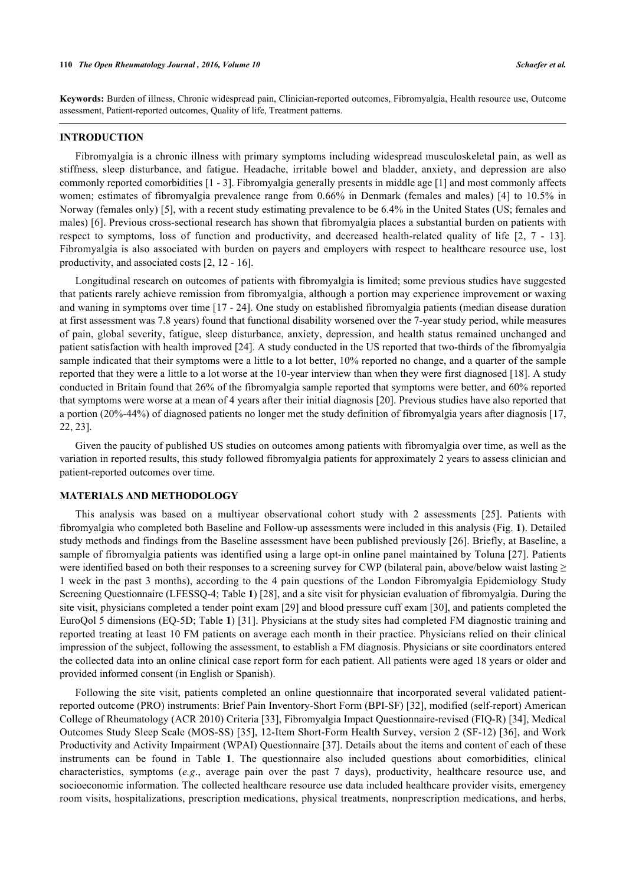**Keywords:** Burden of illness, Chronic widespread pain, Clinician-reported outcomes, Fibromyalgia, Health resource use, Outcome assessment, Patient-reported outcomes, Quality of life, Treatment patterns.

## INTRODUCTION

Fibromyalgia is a chronic illness with primary symptoms including widespread musculoskeletal pain, as well as stiffness, sleep disturbance, and fatigue. Headache, irritable bowel and bladder, anxiety, and depression are also commonly reported comorbidities [1 - 3]. Fibromyalgia generally presents in middle age [1] and most commonly affects women; estimates of fibromyalgia prevalence range from 0.66% in Denmark (females and males) [4] to 10.5% in Norway (females only) [5], with a recent study estimating prevalence to be 6.4% in the United States (US; females and males) [6]. Previous cross-sectional research has shown that fibromyalgia places a substantial burden on patients with respect to symptoms, loss of function and productivity, and decreased health-related quality of life [2, 7 - 13]. Fibromyalgia is also associated with burden on payers and employers with respect to healthcare resource use, lost productivity, and associated costs [2, 12 - 16].

Longitudinal research on outcomes of patients with fibromyalgia is limited; some previous studies have suggested that patients rarely achieve remission from fibromyalgia, although a portion may experience improvement or waxing and waning in symptoms over time [17 - 24]. One study on established fibromyalgia patients (median disease duration at first assessment was 7.8 years) found that functional disability worsened over the 7-year study period, while measures of pain, global severity, fatigue, sleep disturbance, anxiety, depression, and health status remained unchanged and patient satisfaction with health improved [24]. A study conducted in the US reported that two-thirds of the fibromyalgia sample indicated that their symptoms were a little to a lot better, 10% reported no change, and a quarter of the sample reported that they were a little to a lot worse at the 10-year interview than when they were first diagnosed [18]. A study conducted in Britain found that 26% of the fibromyalgia sample reported that symptoms were better, and 60% reported that symptoms were worse at a mean of 4 years after their initial diagnosis [20]. Previous studies have also reported that a portion (20%-44%) of diagnosed patients no longer met the study definition of fibromyalgia years after diagnosis [17, 22, 23].

Given the paucity of published US studies on outcomes among patients with fibromyalgia over time, as well as the variation in reported results, this study followed fibromyalgia patients for approximately 2 years to assess clinician and patient-reported outcomes over time.

## MATERIALS AND METHODOLOGY

This analysis was based on a multiyear observational cohort study with 2 assessments [25]. Patients with fibromyalgia who completed both Baseline and Follow-up assessments were included in this analysis (Fig. **1**). Detailed study methods and findings from the Baseline assessment have been published previously [26]. Briefly, at Baseline, a sample of fibromyalgia patients was identified using a large opt-in online panel maintained by Toluna [27]. Patients were identified based on both their responses to a screening survey for CWP (bilateral pain, above/below waist lasting ≥ 1 week in the past 3 months), according to the 4 pain questions of the London Fibromyalgia Epidemiology Study Screening Questionnaire (LFESSQ-4; Table **1**) [28], and a site visit for physician evaluation of fibromyalgia. During the site visit, physicians completed a tender point exam [29] and blood pressure cuff exam [30], and patients completed the EuroQol 5 dimensions (EQ-5D; Table **1**) [31]. Physicians at the study sites had completed FM diagnostic training and reported treating at least 10 FM patients on average each month in their practice. Physicians relied on their clinical impression of the subject, following the assessment, to establish a FM diagnosis. Physicians or site coordinators entered the collected data into an online clinical case report form for each patient. All patients were aged 18 years or older and provided informed consent (in English or Spanish).

Following the site visit, patients completed an online questionnaire that incorporated several validated patient-reported outcome (PRO) instruments: Brief Pain Inventory-Short Form (BPI-SF) [32], modified (self-report) American College of Rheumatology (ACR 2010) Criteria [33], Fibromyalgia Impact Questionnaire-revised (FIQ-R) [34], Medical Outcomes Study Sleep Scale (MOS-SS) [35], 12-Item Short-Form Health Survey, version 2 (SF-12) [36], and Work Productivity and Activity Impairment (WPAI) Questionnaire [37]. Details about the items and content of each of these instruments can be found in Table **1**. The questionnaire also included questions about comorbidities, clinical characteristics, symptoms (*e.g*., average pain over the past 7 days), productivity, healthcare resource use, and socioeconomic information. The collected healthcare resource use data included healthcare provider visits, emergency room visits, hospitalizations, prescription medications, physical treatments, nonprescription medications, and herbs,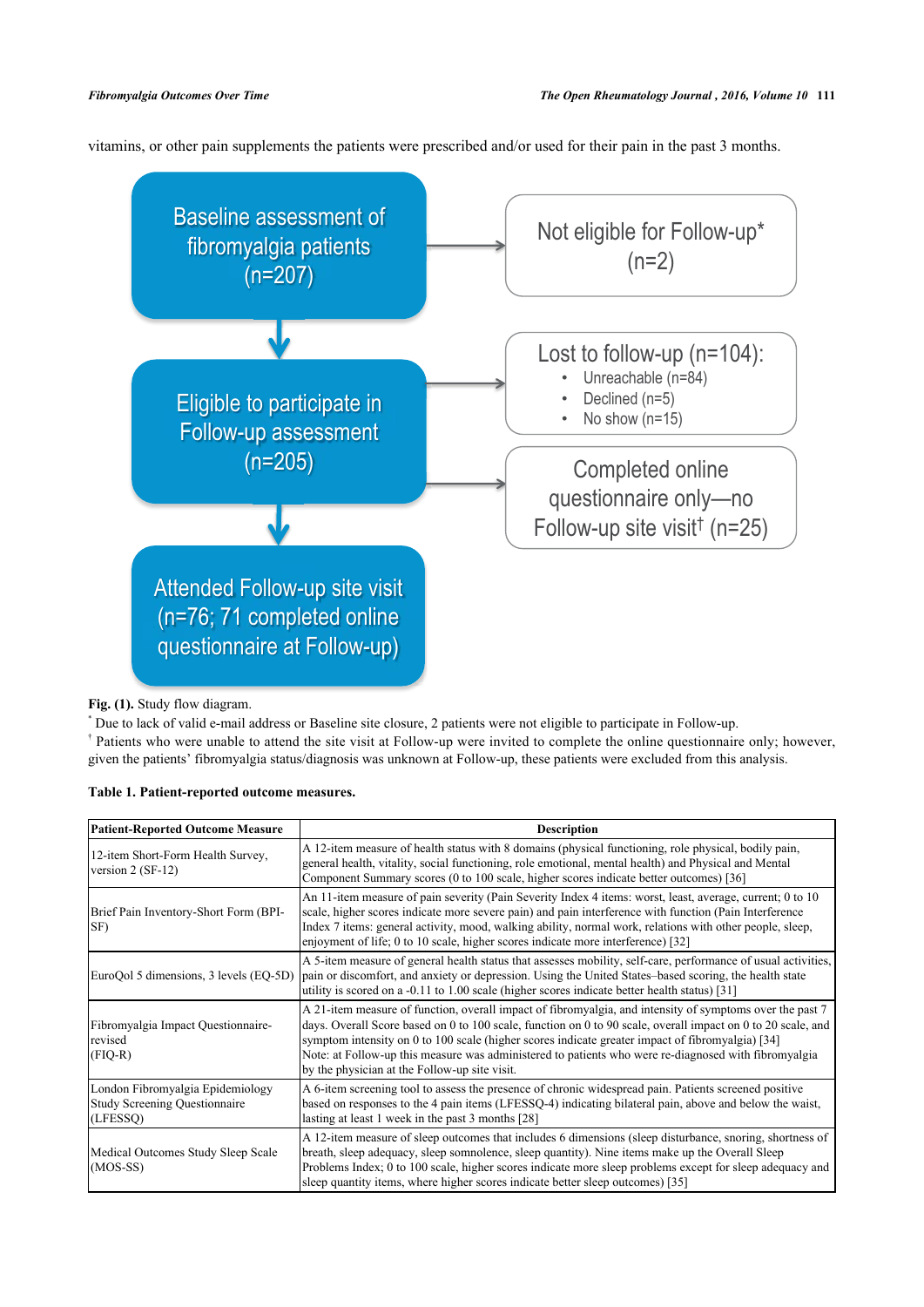vitamins, or other pain supplements the patients were prescribed and/or used for their pain in the past 3 months.

Baseline assessment of fibromyalgia patients (n=207)

Not eligible for Follow-up* (n=2)

Eligible to participate in Follow-up assessment (n=205)

Lost to follow-up (n=104):

- Unreachable (n=84)
- Declined (n=5)
- No show (n=15)

Completed online questionnaire only—no Follow-up site visit† (n=25)

Attended Follow-up site visit (n=76; 71 completed online questionnaire at Follow-up)

**Fig. (1).** Study flow diagram.

* Due to lack of valid e-mail address or Baseline site closure, 2 patients were not eligible to participate in Follow-up.

† Patients who were unable to attend the site visit at Follow-up were invited to complete the online questionnaire only; however, given the patients' fibromyalgia status/diagnosis was unknown at Follow-up, these patients were excluded from this analysis.

**Table 1. Patient-reported outcome measures.**

| Patient-Reported Outcome Measure | Description |
|---|---|
| 12-item Short-Form Health Survey, version 2 (SF-12) | A 12-item measure of health status with 8 domains (physical functioning, role physical, bodily pain, general health, vitality, social functioning, role emotional, mental health) and Physical and Mental Component Summary scores (0 to 100 scale, higher scores indicate better outcomes) [36] |
| Brief Pain Inventory-Short Form (BPI-SF) | An 11-item measure of pain severity (Pain Severity Index 4 items: worst, least, average, current; 0 to 10 scale, higher scores indicate more severe pain) and pain interference with function (Pain Interference Index 7 items: general activity, mood, walking ability, normal work, relations with other people, sleep, enjoyment of life; 0 to 10 scale, higher scores indicate more interference) [32] |
| EuroQol 5 dimensions, 3 levels (EQ-5D) | A 5-item measure of general health status that assesses mobility, self-care, performance of usual activities, pain or discomfort, and anxiety or depression. Using the United States–based scoring, the health state utility is scored on a -0.11 to 1.00 scale (higher scores indicate better health status) [31] |
| Fibromyalgia Impact Questionnaire-revised (FIQ-R) | A 21-item measure of function, overall impact of fibromyalgia, and intensity of symptoms over the past 7 days. Overall Score based on 0 to 100 scale, function on 0 to 90 scale, overall impact on 0 to 20 scale, and symptom intensity on 0 to 100 scale (higher scores indicate greater impact of fibromyalgia) [34] Note: at Follow-up this measure was administered to patients who were re-diagnosed with fibromyalgia by the physician at the Follow-up site visit. |
| London Fibromyalgia Epidemiology Study Screening Questionnaire (LFESSQ) | A 6-item screening tool to assess the presence of chronic widespread pain. Patients screened positive based on responses to the 4 pain items (LFESSQ-4) indicating bilateral pain, above and below the waist, lasting at least 1 week in the past 3 months [28] |
| Medical Outcomes Study Sleep Scale (MOS-SS) | A 12-item measure of sleep outcomes that includes 6 dimensions (sleep disturbance, snoring, shortness of breath, sleep adequacy, sleep somnolence, sleep quantity). Nine items make up the Overall Sleep Problems Index; 0 to 100 scale, higher scores indicate more sleep problems except for sleep adequacy and sleep quantity items, where higher scores indicate better sleep outcomes) [35] |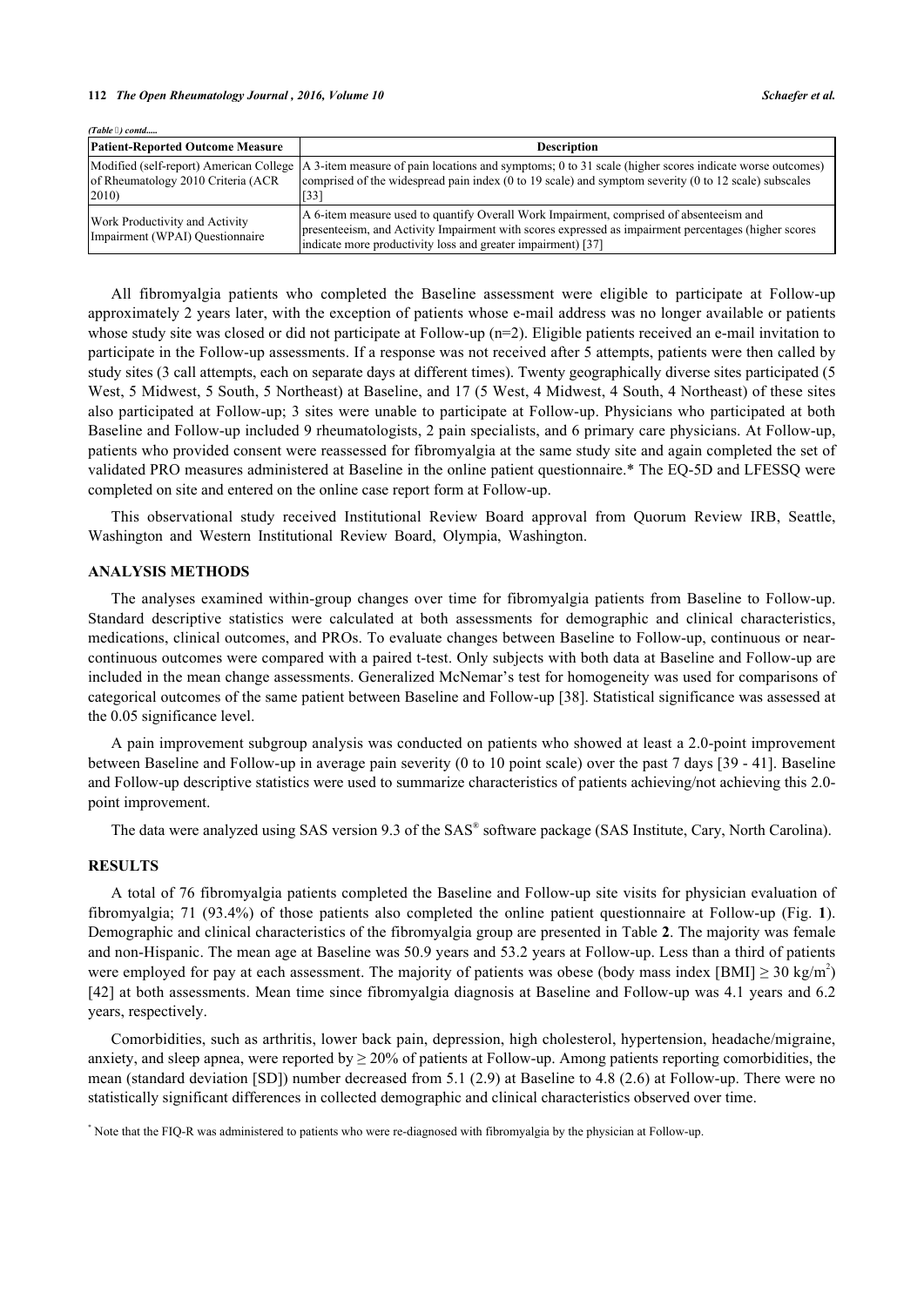*(Table 1) contd.....*

| Patient-Reported Outcome Measure | Description |
| --- | --- |
| Modified (self-report) American College of Rheumatology 2010 Criteria (ACR 2010) | A 3-item measure of pain locations and symptoms; 0 to 31 scale (higher scores indicate worse outcomes) comprised of the widespread pain index (0 to 19 scale) and symptom severity (0 to 12 scale) subscales [33] |
| Work Productivity and Activity Impairment (WPAI) Questionnaire | A 6-item measure used to quantify Overall Work Impairment, comprised of absenteeism and presenteeism, and Activity Impairment with scores expressed as impairment percentages (higher scores indicate more productivity loss and greater impairment) [37] |

All fibromyalgia patients who completed the Baseline assessment were eligible to participate at Follow-up approximately 2 years later, with the exception of patients whose e-mail address was no longer available or patients whose study site was closed or did not participate at Follow-up (n=2). Eligible patients received an e-mail invitation to participate in the Follow-up assessments. If a response was not received after 5 attempts, patients were then called by study sites (3 call attempts, each on separate days at different times). Twenty geographically diverse sites participated (5 West, 5 Midwest, 5 South, 5 Northeast) at Baseline, and 17 (5 West, 4 Midwest, 4 South, 4 Northeast) of these sites also participated at Follow-up; 3 sites were unable to participate at Follow-up. Physicians who participated at both Baseline and Follow-up included 9 rheumatologists, 2 pain specialists, and 6 primary care physicians. At Follow-up, patients who provided consent were reassessed for fibromyalgia at the same study site and again completed the set of validated PRO measures administered at Baseline in the online patient questionnaire.* The EQ-5D and LFESSQ were completed on site and entered on the online case report form at Follow-up.

This observational study received Institutional Review Board approval from Quorum Review IRB, Seattle, Washington and Western Institutional Review Board, Olympia, Washington.

## ANALYSIS METHODS

The analyses examined within-group changes over time for fibromyalgia patients from Baseline to Follow-up. Standard descriptive statistics were calculated at both assessments for demographic and clinical characteristics, medications, clinical outcomes, and PROs. To evaluate changes between Baseline to Follow-up, continuous or near-continuous outcomes were compared with a paired t-test. Only subjects with both data at Baseline and Follow-up are included in the mean change assessments. Generalized McNemar's test for homogeneity was used for comparisons of categorical outcomes of the same patient between Baseline and Follow-up [38]. Statistical significance was assessed at the 0.05 significance level.

A pain improvement subgroup analysis was conducted on patients who showed at least a 2.0-point improvement between Baseline and Follow-up in average pain severity (0 to 10 point scale) over the past 7 days [39 - 41]. Baseline and Follow-up descriptive statistics were used to summarize characteristics of patients achieving/not achieving this 2.0-point improvement.

The data were analyzed using SAS version 9.3 of the SAS® software package (SAS Institute, Cary, North Carolina).

## RESULTS

A total of 76 fibromyalgia patients completed the Baseline and Follow-up site visits for physician evaluation of fibromyalgia; 71 (93.4%) of those patients also completed the online patient questionnaire at Follow-up (Fig. **1**). Demographic and clinical characteristics of the fibromyalgia group are presented in Table **2**. The majority was female and non-Hispanic. The mean age at Baseline was 50.9 years and 53.2 years at Follow-up. Less than a third of patients were employed for pay at each assessment. The majority of patients was obese (body mass index [BMI] $\geq 30$ kg/m$^2$) [42] at both assessments. Mean time since fibromyalgia diagnosis at Baseline and Follow-up was 4.1 years and 6.2 years, respectively.

Comorbidities, such as arthritis, lower back pain, depression, high cholesterol, hypertension, headache/migraine, anxiety, and sleep apnea, were reported by $\geq 20\%$ of patients at Follow-up. Among patients reporting comorbidities, the mean (standard deviation [SD]) number decreased from 5.1 (2.9) at Baseline to 4.8 (2.6) at Follow-up. There were no statistically significant differences in collected demographic and clinical characteristics observed over time.

\* Note that the FIQ-R was administered to patients who were re-diagnosed with fibromyalgia by the physician at Follow-up.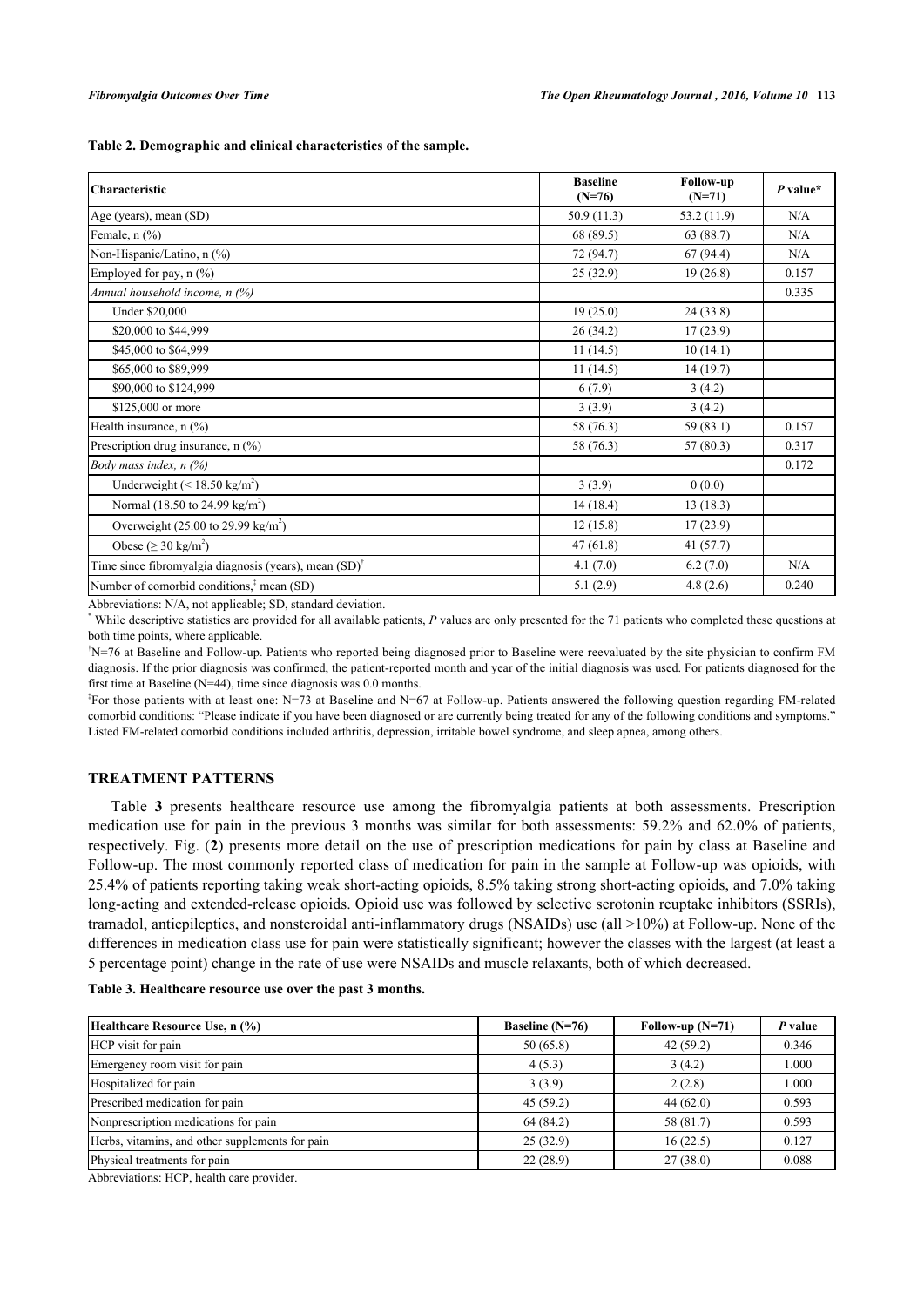**Table 2. Demographic and clinical characteristics of the sample.**

| Characteristic | Baseline (N=76) | Follow-up (N=71) | *P* value* |
|---|---|---|---|
| Age (years), mean (SD) | 50.9 (11.3) | 53.2 (11.9) | N/A |
| Female, n (%) | 68 (89.5) | 63 (88.7) | N/A |
| Non-Hispanic/Latino, n (%) | 72 (94.7) | 67 (94.4) | N/A |
| Employed for pay, n (%) | 25 (32.9) | 19 (26.8) | 0.157 |
| *Annual household income, n (%)* | | | 0.335 |
| Under \$20,000 | 19 (25.0) | 24 (33.8) | |
| \$20,000 to \$44,999 | 26 (34.2) | 17 (23.9) | |
| \$45,000 to \$64,999 | 11 (14.5) | 10 (14.1) | |
| \$65,000 to \$89,999 | 11 (14.5) | 14 (19.7) | |
| \$90,000 to \$124,999 | 6 (7.9) | 3 (4.2) | |
| \$125,000 or more | 3 (3.9) | 3 (4.2) | |
| Health insurance, n (%) | 58 (76.3) | 59 (83.1) | 0.157 |
| Prescription drug insurance, n (%) | 58 (76.3) | 57 (80.3) | 0.317 |
| *Body mass index, n (%)* | | | 0.172 |
| Underweight ($< 18.50$ kg/m$^2$) | 3 (3.9) | 0 (0.0) | |
| Normal (18.50 to 24.99 kg/m$^2$) | 14 (18.4) | 13 (18.3) | |
| Overweight (25.00 to 29.99 kg/m$^2$) | 12 (15.8) | 17 (23.9) | |
| Obese ($\geq 30$ kg/m$^2$) | 47 (61.8) | 41 (57.7) | |
| Time since fibromyalgia diagnosis (years), mean (SD)[†] | 4.1 (7.0) | 6.2 (7.0) | N/A |
| Number of comorbid conditions,[‡] mean (SD) | 5.1 (2.9) | 4.8 (2.6) | 0.240 |

Abbreviations: N/A, not applicable; SD, standard deviation.

[*] While descriptive statistics are provided for all available patients, *P* values are only presented for the 71 patients who completed these questions at both time points, where applicable.

[†]N=76 at Baseline and Follow-up. Patients who reported being diagnosed prior to Baseline were reevaluated by the site physician to confirm FM diagnosis. If the prior diagnosis was confirmed, the patient-reported month and year of the initial diagnosis was used. For patients diagnosed for the first time at Baseline (N=44), time since diagnosis was 0.0 months.

[‡]For those patients with at least one: N=73 at Baseline and N=67 at Follow-up. Patients answered the following question regarding FM-related comorbid conditions: "Please indicate if you have been diagnosed or are currently being treated for any of the following conditions and symptoms." Listed FM-related comorbid conditions included arthritis, depression, irritable bowel syndrome, and sleep apnea, among others.

## TREATMENT PATTERNS

Table **3** presents healthcare resource use among the fibromyalgia patients at both assessments. Prescription medication use for pain in the previous 3 months was similar for both assessments: 59.2% and 62.0% of patients, respectively. Fig. (**2**) presents more detail on the use of prescription medications for pain by class at Baseline and Follow-up. The most commonly reported class of medication for pain in the sample at Follow-up was opioids, with 25.4% of patients reporting taking weak short-acting opioids, 8.5% taking strong short-acting opioids, and 7.0% taking long-acting and extended-release opioids. Opioid use was followed by selective serotonin reuptake inhibitors (SSRIs), tramadol, antiepileptics, and nonsteroidal anti-inflammatory drugs (NSAIDs) use (all >10%) at Follow-up. None of the differences in medication class use for pain were statistically significant; however the classes with the largest (at least a 5 percentage point) change in the rate of use were NSAIDs and muscle relaxants, both of which decreased.

**Table 3. Healthcare resource use over the past 3 months.**

| Healthcare Resource Use, n (%) | Baseline (N=76) | Follow-up (N=71) | *P* value |
|---|---|---|---|
| HCP visit for pain | 50 (65.8) | 42 (59.2) | 0.346 |
| Emergency room visit for pain | 4 (5.3) | 3 (4.2) | 1.000 |
| Hospitalized for pain | 3 (3.9) | 2 (2.8) | 1.000 |
| Prescribed medication for pain | 45 (59.2) | 44 (62.0) | 0.593 |
| Nonprescription medications for pain | 64 (84.2) | 58 (81.7) | 0.593 |
| Herbs, vitamins, and other supplements for pain | 25 (32.9) | 16 (22.5) | 0.127 |
| Physical treatments for pain | 22 (28.9) | 27 (38.0) | 0.088 |

Abbreviations: HCP, health care provider.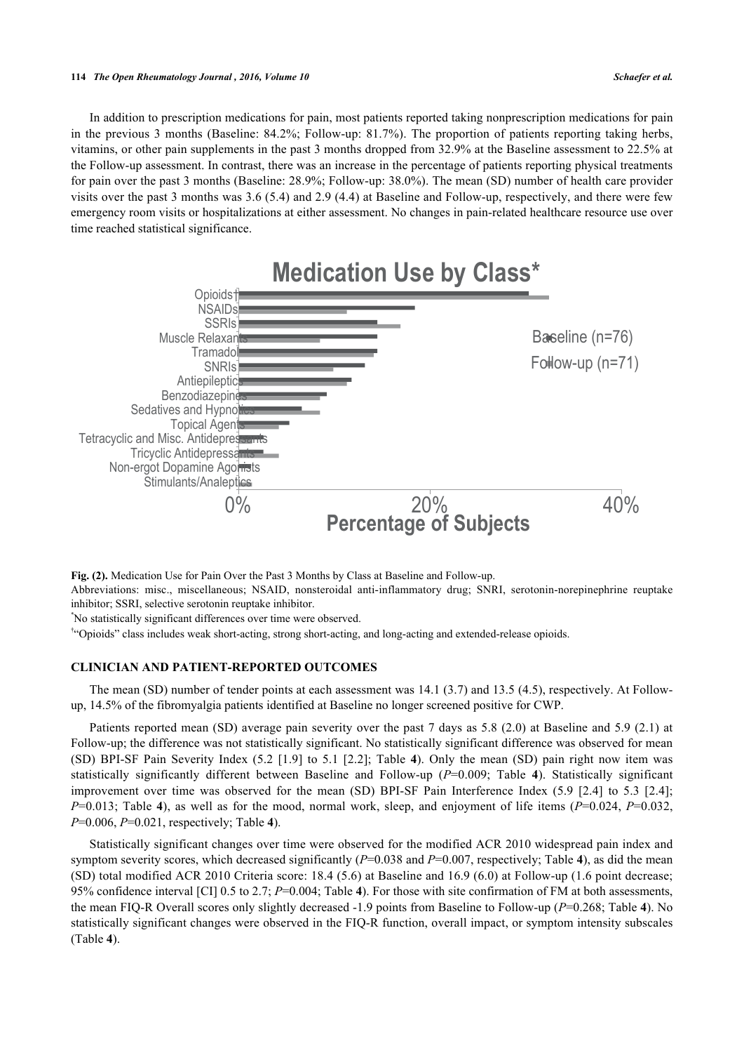In addition to prescription medications for pain, most patients reported taking nonprescription medications for pain in the previous 3 months (Baseline: 84.2%; Follow-up: 81.7%). The proportion of patients reporting taking herbs, vitamins, or other pain supplements in the past 3 months dropped from 32.9% at the Baseline assessment to 22.5% at the Follow-up assessment. In contrast, there was an increase in the percentage of patients reporting physical treatments for pain over the past 3 months (Baseline: 28.9%; Follow-up: 38.0%). The mean (SD) number of health care provider visits over the past 3 months was 3.6 (5.4) and 2.9 (4.4) at Baseline and Follow-up, respectively, and there were few emergency room visits or hospitalizations at either assessment. No changes in pain-related healthcare resource use over time reached statistical significance.

**Fig. (2).** Medication Use for Pain Over the Past 3 Months by Class at Baseline and Follow-up.

Abbreviations: misc., miscellaneous; NSAID, nonsteroidal anti-inflammatory drug; SNRI, serotonin-norepinephrine reuptake inhibitor; SSRI, selective serotonin reuptake inhibitor.

*No statistically significant differences over time were observed.

†"Opioids" class includes weak short-acting, strong short-acting, and long-acting and extended-release opioids.

## CLINICIAN AND PATIENT-REPORTED OUTCOMES

The mean (SD) number of tender points at each assessment was 14.1 (3.7) and 13.5 (4.5), respectively. At Follow-up, 14.5% of the fibromyalgia patients identified at Baseline no longer screened positive for CWP.

Patients reported mean (SD) average pain severity over the past 7 days as 5.8 (2.0) at Baseline and 5.9 (2.1) at Follow-up; the difference was not statistically significant. No statistically significant difference was observed for mean (SD) BPI-SF Pain Severity Index (5.2 [1.9] to 5.1 [2.2]; Table **4**). Only the mean (SD) pain right now item was statistically significantly different between Baseline and Follow-up (*P*=0.009; Table **4**). Statistically significant improvement over time was observed for the mean (SD) BPI-SF Pain Interference Index (5.9 [2.4] to 5.3 [2.4]; *P*=0.013; Table **4**), as well as for the mood, normal work, sleep, and enjoyment of life items (*P*=0.024, *P*=0.032, *P*=0.006, *P*=0.021, respectively; Table **4**).

Statistically significant changes over time were observed for the modified ACR 2010 widespread pain index and symptom severity scores, which decreased significantly (*P*=0.038 and *P*=0.007, respectively; Table **4**), as did the mean (SD) total modified ACR 2010 Criteria score: 18.4 (5.6) at Baseline and 16.9 (6.0) at Follow-up (1.6 point decrease; 95% confidence interval [CI] 0.5 to 2.7; *P*=0.004; Table **4**). For those with site confirmation of FM at both assessments, the mean FIQ-R Overall scores only slightly decreased -1.9 points from Baseline to Follow-up (*P*=0.268; Table **4**). No statistically significant changes were observed in the FIQ-R function, overall impact, or symptom intensity subscales (Table **4**).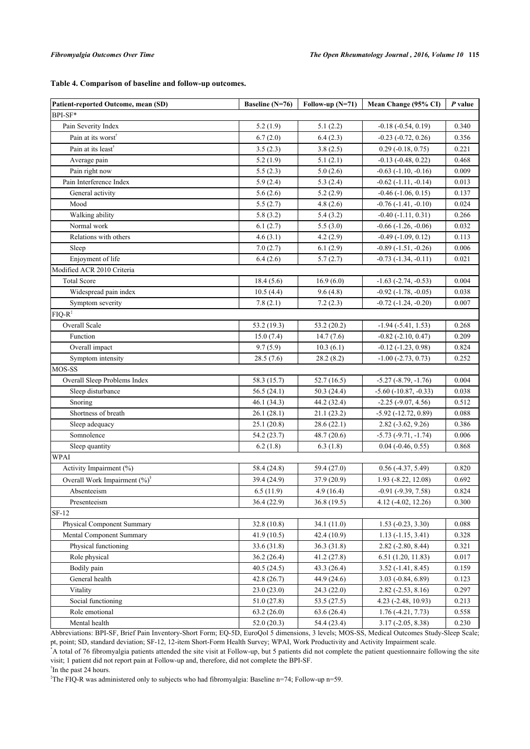**Table 4. Comparison of baseline and follow-up outcomes.**

| Patient-reported Outcome, mean (SD) | Baseline (N=76) | Follow-up (N=71) | Mean Change (95% CI) | *P* value |
|---|---|---|---|---|
| BPI-SF* | | | | |
| Pain Severity Index | 5.2 (1.9) | 5.1 (2.2) | -0.18 (-0.54, 0.19) | 0.340 |
| Pain at its worst[†] | 6.7 (2.0) | 6.4 (2.3) | -0.23 (-0.72, 0.26) | 0.356 |
| Pain at its least[†] | 3.5 (2.3) | 3.8 (2.5) | 0.29 (-0.18, 0.75) | 0.221 |
| Average pain | 5.2 (1.9) | 5.1 (2.1) | -0.13 (-0.48, 0.22) | 0.468 |
| Pain right now | 5.5 (2.3) | 5.0 (2.6) | -0.63 (-1.10, -0.16) | 0.009 |
| Pain Interference Index | 5.9 (2.4) | 5.3 (2.4) | -0.62 (-1.11, -0.14) | 0.013 |
| General activity | 5.6 (2.6) | 5.2 (2.9) | -0.46 (-1.06, 0.15) | 0.137 |
| Mood | 5.5 (2.7) | 4.8 (2.6) | -0.76 (-1.41, -0.10) | 0.024 |
| Walking ability | 5.8 (3.2) | 5.4 (3.2) | -0.40 (-1.11, 0.31) | 0.266 |
| Normal work | 6.1 (2.7) | 5.5 (3.0) | -0.66 (-1.26, -0.06) | 0.032 |
| Relations with others | 4.6 (3.1) | 4.2 (2.9) | -0.49 (-1.09, 0.12) | 0.113 |
| Sleep | 7.0 (2.7) | 6.1 (2.9) | -0.89 (-1.51, -0.26) | 0.006 |
| Enjoyment of life | 6.4 (2.6) | 5.7 (2.7) | -0.73 (-1.34, -0.11) | 0.021 |
| Modified ACR 2010 Criteria | | | | |
| Total Score | 18.4 (5.6) | 16.9 (6.0) | -1.63 (-2.74, -0.53) | 0.004 |
| Widespread pain index | 10.5 (4.4) | 9.6 (4.8) | -0.92 (-1.78, -0.05) | 0.038 |
| Symptom severity | 7.8 (2.1) | 7.2 (2.3) | -0.72 (-1.24, -0.20) | 0.007 |
| FIQ-R[‡] | | | | |
| Overall Scale | 53.2 (19.3) | 53.2 (20.2) | -1.94 (-5.41, 1.53) | 0.268 |
| Function | 15.0 (7.4) | 14.7 (7.6) | -0.82 (-2.10, 0.47) | 0.209 |
| Overall impact | 9.7 (5.9) | 10.3 (6.1) | -0.12 (-1.23, 0.98) | 0.824 |
| Symptom intensity | 28.5 (7.6) | 28.2 (8.2) | -1.00 (-2.73, 0.73) | 0.252 |
| MOS-SS | | | | |
| Overall Sleep Problems Index | 58.3 (15.7) | 52.7 (16.5) | -5.27 (-8.79, -1.76) | 0.004 |
| Sleep disturbance | 56.5 (24.1) | 50.3 (24.4) | -5.60 (-10.87, -0.33) | 0.038 |
| Snoring | 46.1 (34.3) | 44.2 (32.4) | -2.25 (-9.07, 4.56) | 0.512 |
| Shortness of breath | 26.1 (28.1) | 21.1 (23.2) | -5.92 (-12.72, 0.89) | 0.088 |
| Sleep adequacy | 25.1 (20.8) | 28.6 (22.1) | 2.82 (-3.62, 9.26) | 0.386 |
| Somnolence | 54.2 (23.7) | 48.7 (20.6) | -5.73 (-9.71, -1.74) | 0.006 |
| Sleep quantity | 6.2 (1.8) | 6.3 (1.8) | 0.04 (-0.46, 0.55) | 0.868 |
| WPAI | | | | |
| Activity Impairment (%) | 58.4 (24.8) | 59.4 (27.0) | 0.56 (-4.37, 5.49) | 0.820 |
| Overall Work Impairment (%)[§] | 39.4 (24.9) | 37.9 (20.9) | 1.93 (-8.22, 12.08) | 0.692 |
| Absenteeism | 6.5 (11.9) | 4.9 (16.4) | -0.91 (-9.39, 7.58) | 0.824 |
| Presenteeism | 36.4 (22.9) | 36.8 (19.5) | 4.12 (-4.02, 12.26) | 0.300 |
| SF-12 | | | | |
| Physical Component Summary | 32.8 (10.8) | 34.1 (11.0) | 1.53 (-0.23, 3.30) | 0.088 |
| Mental Component Summary | 41.9 (10.5) | 42.4 (10.9) | 1.13 (-1.15, 3.41) | 0.328 |
| Physical functioning | 33.6 (31.8) | 36.3 (31.8) | 2.82 (-2.80, 8.44) | 0.321 |
| Role physical | 36.2 (26.4) | 41.2 (27.8) | 6.51 (1.20, 11.83) | 0.017 |
| Bodily pain | 40.5 (24.5) | 43.3 (26.4) | 3.52 (-1.41, 8.45) | 0.159 |
| General health | 42.8 (26.7) | 44.9 (24.6) | 3.03 (-0.84, 6.89) | 0.123 |
| Vitality | 23.0 (23.0) | 24.3 (22.0) | 2.82 (-2.53, 8.16) | 0.297 |
| Social functioning | 51.0 (27.8) | 53.5 (27.5) | 4.23 (-2.48, 10.93) | 0.213 |
| Role emotional | 63.2 (26.0) | 63.6 (26.4) | 1.76 (-4.21, 7.73) | 0.558 |
| Mental health | 52.0 (20.3) | 54.4 (23.4) | 3.17 (-2.05, 8.38) | 0.230 |

Abbreviations: BPI-SF, Brief Pain Inventory-Short Form; EQ-5D, EuroQol 5 dimensions, 3 levels; MOS-SS, Medical Outcomes Study-Sleep Scale; pt, point; SD, standard deviation; SF-12, 12-item Short-Form Health Survey; WPAI, Work Productivity and Activity Impairment scale.

*A total of 76 fibromyalgia patients attended the site visit at Follow-up, but 5 patients did not complete the patient questionnaire following the site visit; 1 patient did not report pain at Follow-up and, therefore, did not complete the BPI-SF.

†In the past 24 hours.

‡The FIQ-R was administered only to subjects who had fibromyalgia: Baseline n=74; Follow-up n=59.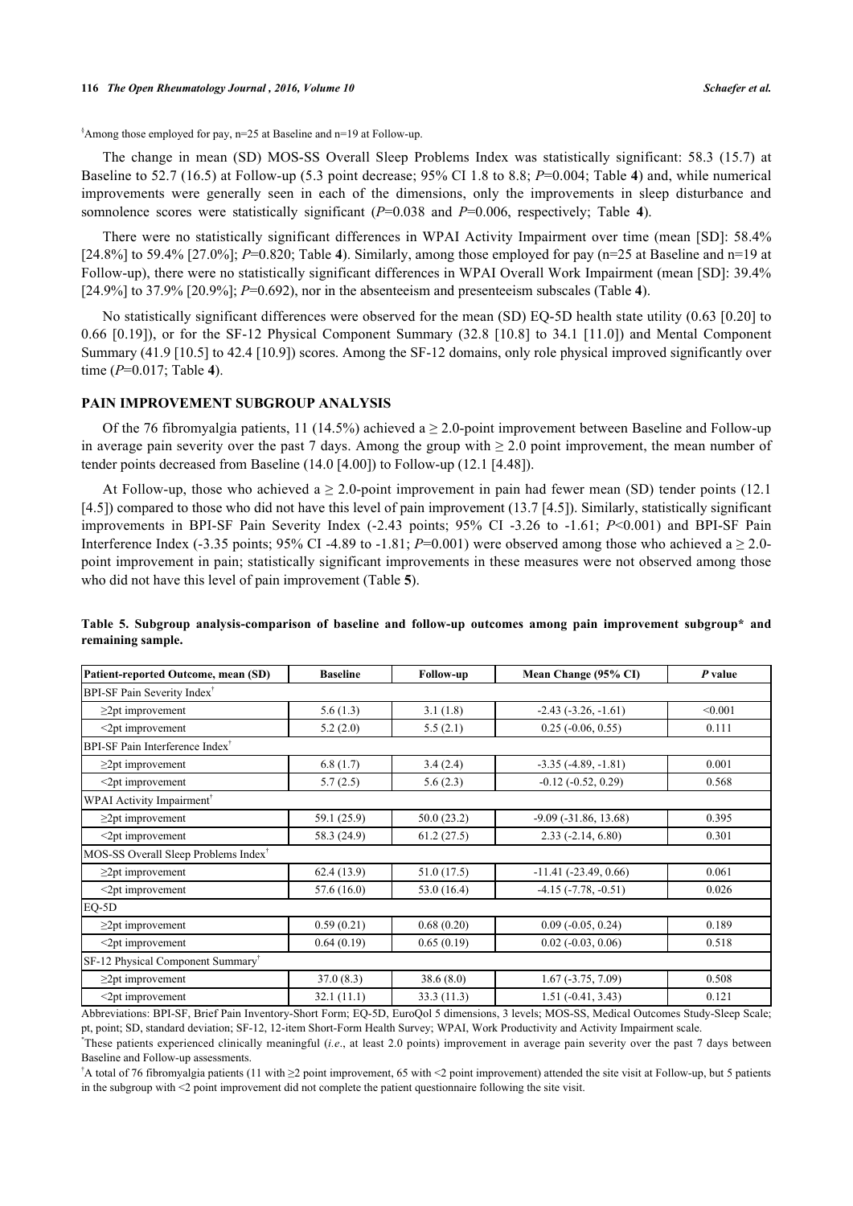[§]Among those employed for pay, n=25 at Baseline and n=19 at Follow-up.

The change in mean (SD) MOS-SS Overall Sleep Problems Index was statistically significant: 58.3 (15.7) at Baseline to 52.7 (16.5) at Follow-up (5.3 point decrease; 95% CI 1.8 to 8.8; $P$=0.004; Table **4**) and, while numerical improvements were generally seen in each of the dimensions, only the improvements in sleep disturbance and somnolence scores were statistically significant ($P$=0.038 and $P$=0.006, respectively; Table **4**).

There were no statistically significant differences in WPAI Activity Impairment over time (mean [SD]: 58.4% [24.8%] to 59.4% [27.0%]; $P$=0.820; Table **4**). Similarly, among those employed for pay (n=25 at Baseline and n=19 at Follow-up), there were no statistically significant differences in WPAI Overall Work Impairment (mean [SD]: 39.4% [24.9%] to 37.9% [20.9%]; $P$=0.692), nor in the absenteeism and presenteeism subscales (Table **4**).

No statistically significant differences were observed for the mean (SD) EQ-5D health state utility (0.63 [0.20] to 0.66 [0.19]), or for the SF-12 Physical Component Summary (32.8 [10.8] to 34.1 [11.0]) and Mental Component Summary (41.9 [10.5] to 42.4 [10.9]) scores. Among the SF-12 domains, only role physical improved significantly over time ($P$=0.017; Table **4**).

## PAIN IMPROVEMENT SUBGROUP ANALYSIS

Of the 76 fibromyalgia patients, 11 (14.5%) achieved a ≥ 2.0-point improvement between Baseline and Follow-up in average pain severity over the past 7 days. Among the group with ≥ 2.0 point improvement, the mean number of tender points decreased from Baseline (14.0 [4.00]) to Follow-up (12.1 [4.48]).

At Follow-up, those who achieved a ≥ 2.0-point improvement in pain had fewer mean (SD) tender points (12.1 [4.5]) compared to those who did not have this level of pain improvement (13.7 [4.5]). Similarly, statistically significant improvements in BPI-SF Pain Severity Index (-2.43 points; 95% CI -3.26 to -1.61; $P$<0.001) and BPI-SF Pain Interference Index (-3.35 points; 95% CI -4.89 to -1.81; $P$=0.001) were observed among those who achieved a ≥ 2.0-point improvement in pain; statistically significant improvements in these measures were not observed among those who did not have this level of pain improvement (Table **5**).

**Table 5. Subgroup analysis-comparison of baseline and follow-up outcomes among pain improvement subgroup* and remaining sample.**

| Patient-reported Outcome, mean (SD) | Baseline | Follow-up | Mean Change (95% CI) | *P* value |
|---|---|---|---|---|
| BPI-SF Pain Severity Index[†] | | | | |
| ≥2pt improvement | 5.6 (1.3) | 3.1 (1.8) | -2.43 (-3.26, -1.61) | <0.001 |
| <2pt improvement | 5.2 (2.0) | 5.5 (2.1) | 0.25 (-0.06, 0.55) | 0.111 |
| BPI-SF Pain Interference Index[†] | | | | |
| ≥2pt improvement | 6.8 (1.7) | 3.4 (2.4) | -3.35 (-4.89, -1.81) | 0.001 |
| <2pt improvement | 5.7 (2.5) | 5.6 (2.3) | -0.12 (-0.52, 0.29) | 0.568 |
| WPAI Activity Impairment[†] | | | | |
| ≥2pt improvement | 59.1 (25.9) | 50.0 (23.2) | -9.09 (-31.86, 13.68) | 0.395 |
| <2pt improvement | 58.3 (24.9) | 61.2 (27.5) | 2.33 (-2.14, 6.80) | 0.301 |
| MOS-SS Overall Sleep Problems Index[†] | | | | |
| ≥2pt improvement | 62.4 (13.9) | 51.0 (17.5) | -11.41 (-23.49, 0.66) | 0.061 |
| <2pt improvement | 57.6 (16.0) | 53.0 (16.4) | -4.15 (-7.78, -0.51) | 0.026 |
| EQ-5D | | | | |
| ≥2pt improvement | 0.59 (0.21) | 0.68 (0.20) | 0.09 (-0.05, 0.24) | 0.189 |
| <2pt improvement | 0.64 (0.19) | 0.65 (0.19) | 0.02 (-0.03, 0.06) | 0.518 |
| SF-12 Physical Component Summary[†] | | | | |
| ≥2pt improvement | 37.0 (8.3) | 38.6 (8.0) | 1.67 (-3.75, 7.09) | 0.508 |
| <2pt improvement | 32.1 (11.1) | 33.3 (11.3) | 1.51 (-0.41, 3.43) | 0.121 |

Abbreviations: BPI-SF, Brief Pain Inventory-Short Form; EQ-5D, EuroQol 5 dimensions, 3 levels; MOS-SS, Medical Outcomes Study-Sleep Scale; pt, point; SD, standard deviation; SF-12, 12-item Short-Form Health Survey; WPAI, Work Productivity and Activity Impairment scale.

[*]These patients experienced clinically meaningful (*i.e.*, at least 2.0 points) improvement in average pain severity over the past 7 days between Baseline and Follow-up assessments.

[†]A total of 76 fibromyalgia patients (11 with ≥2 point improvement, 65 with <2 point improvement) attended the site visit at Follow-up, but 5 patients in the subgroup with <2 point improvement did not complete the patient questionnaire following the site visit.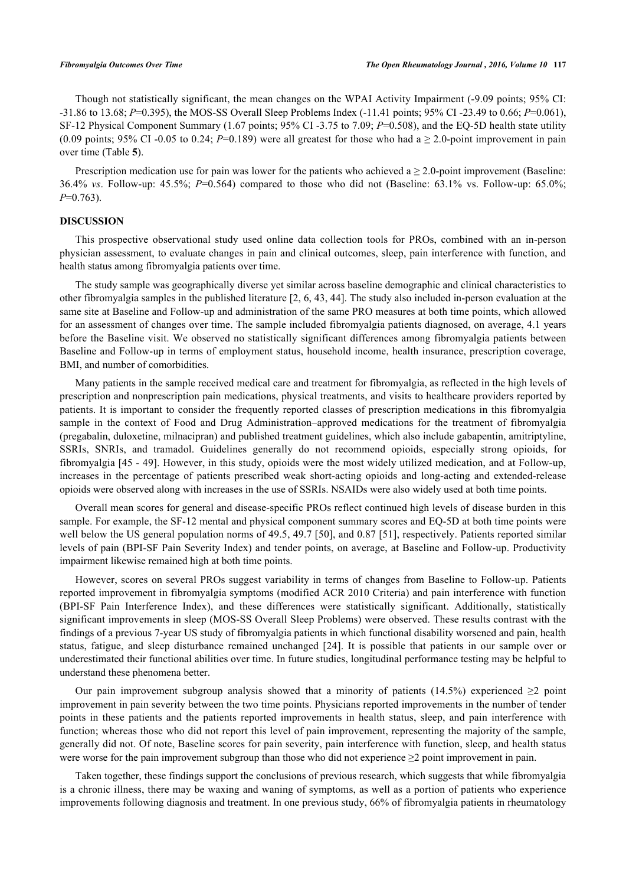Though not statistically significant, the mean changes on the WPAI Activity Impairment (-9.09 points; 95% CI: -31.86 to 13.68; *P*=0.395), the MOS-SS Overall Sleep Problems Index (-11.41 points; 95% CI -23.49 to 0.66; *P*=0.061), SF-12 Physical Component Summary (1.67 points; 95% CI -3.75 to 7.09; *P*=0.508), and the EQ-5D health state utility (0.09 points; 95% CI -0.05 to 0.24; *P*=0.189) were all greatest for those who had a ≥ 2.0-point improvement in pain over time (Table **5**).

Prescription medication use for pain was lower for the patients who achieved a ≥ 2.0-point improvement (Baseline: 36.4% *vs*. Follow-up: 45.5%; *P*=0.564) compared to those who did not (Baseline: 63.1% vs. Follow-up: 65.0%; *P*=0.763).

## DISCUSSION

This prospective observational study used online data collection tools for PROs, combined with an in-person physician assessment, to evaluate changes in pain and clinical outcomes, sleep, pain interference with function, and health status among fibromyalgia patients over time.

The study sample was geographically diverse yet similar across baseline demographic and clinical characteristics to other fibromyalgia samples in the published literature [2, 6, 43, 44]. The study also included in-person evaluation at the same site at Baseline and Follow-up and administration of the same PRO measures at both time points, which allowed for an assessment of changes over time. The sample included fibromyalgia patients diagnosed, on average, 4.1 years before the Baseline visit. We observed no statistically significant differences among fibromyalgia patients between Baseline and Follow-up in terms of employment status, household income, health insurance, prescription coverage, BMI, and number of comorbidities.

Many patients in the sample received medical care and treatment for fibromyalgia, as reflected in the high levels of prescription and nonprescription pain medications, physical treatments, and visits to healthcare providers reported by patients. It is important to consider the frequently reported classes of prescription medications in this fibromyalgia sample in the context of Food and Drug Administration–approved medications for the treatment of fibromyalgia (pregabalin, duloxetine, milnacipran) and published treatment guidelines, which also include gabapentin, amitriptyline, SSRIs, SNRIs, and tramadol. Guidelines generally do not recommend opioids, especially strong opioids, for fibromyalgia [45 - 49]. However, in this study, opioids were the most widely utilized medication, and at Follow-up, increases in the percentage of patients prescribed weak short-acting opioids and long-acting and extended-release opioids were observed along with increases in the use of SSRIs. NSAIDs were also widely used at both time points.

Overall mean scores for general and disease-specific PROs reflect continued high levels of disease burden in this sample. For example, the SF-12 mental and physical component summary scores and EQ-5D at both time points were well below the US general population norms of 49.5, 49.7 [50], and 0.87 [51], respectively. Patients reported similar levels of pain (BPI-SF Pain Severity Index) and tender points, on average, at Baseline and Follow-up. Productivity impairment likewise remained high at both time points.

However, scores on several PROs suggest variability in terms of changes from Baseline to Follow-up. Patients reported improvement in fibromyalgia symptoms (modified ACR 2010 Criteria) and pain interference with function (BPI-SF Pain Interference Index), and these differences were statistically significant. Additionally, statistically significant improvements in sleep (MOS-SS Overall Sleep Problems) were observed. These results contrast with the findings of a previous 7-year US study of fibromyalgia patients in which functional disability worsened and pain, health status, fatigue, and sleep disturbance remained unchanged [24]. It is possible that patients in our sample over or underestimated their functional abilities over time. In future studies, longitudinal performance testing may be helpful to understand these phenomena better.

Our pain improvement subgroup analysis showed that a minority of patients (14.5%) experienced ≥2 point improvement in pain severity between the two time points. Physicians reported improvements in the number of tender points in these patients and the patients reported improvements in health status, sleep, and pain interference with function; whereas those who did not report this level of pain improvement, representing the majority of the sample, generally did not. Of note, Baseline scores for pain severity, pain interference with function, sleep, and health status were worse for the pain improvement subgroup than those who did not experience ≥2 point improvement in pain.

Taken together, these findings support the conclusions of previous research, which suggests that while fibromyalgia is a chronic illness, there may be waxing and waning of symptoms, as well as a portion of patients who experience improvements following diagnosis and treatment. In one previous study, 66% of fibromyalgia patients in rheumatology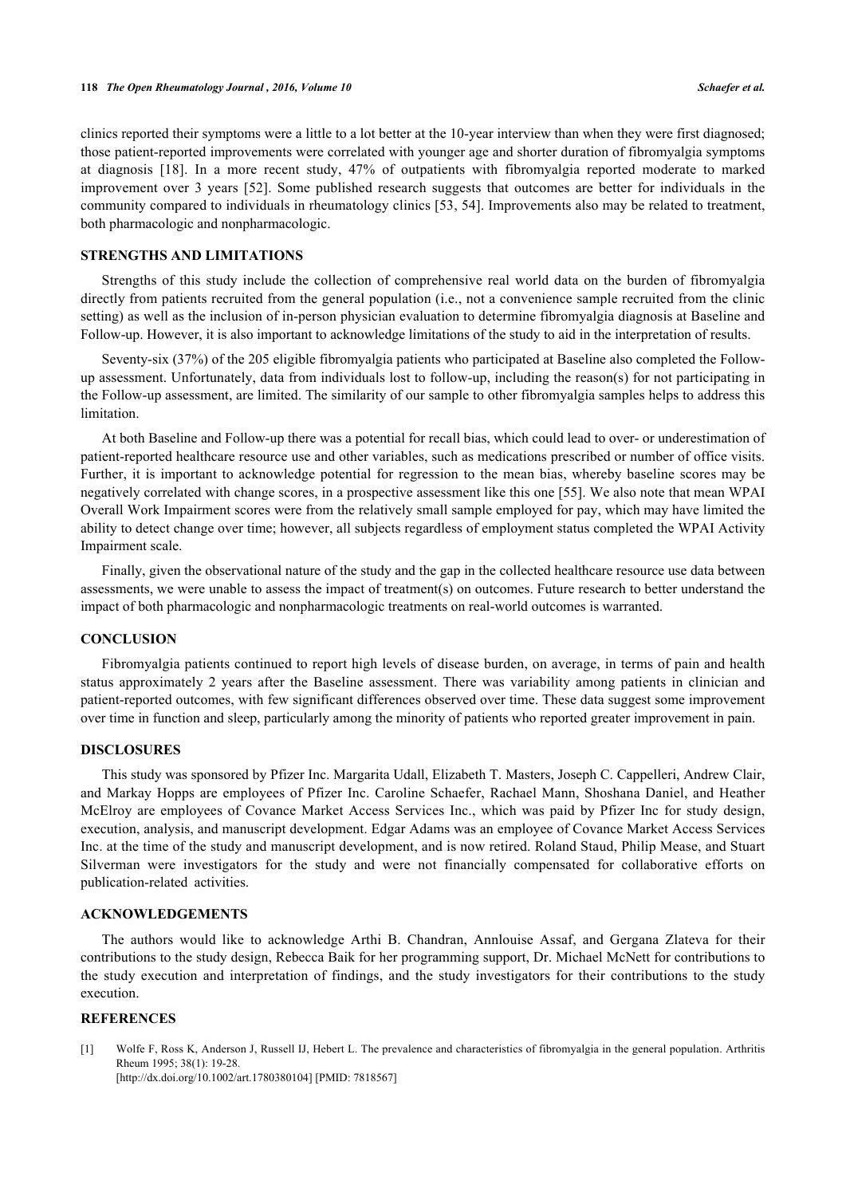clinics reported their symptoms were a little to a lot better at the 10-year interview than when they were first diagnosed; those patient-reported improvements were correlated with younger age and shorter duration of fibromyalgia symptoms at diagnosis [18]. In a more recent study, 47% of outpatients with fibromyalgia reported moderate to marked improvement over 3 years [52]. Some published research suggests that outcomes are better for individuals in the community compared to individuals in rheumatology clinics [53, 54]. Improvements also may be related to treatment, both pharmacologic and nonpharmacologic.

## STRENGTHS AND LIMITATIONS

Strengths of this study include the collection of comprehensive real world data on the burden of fibromyalgia directly from patients recruited from the general population (i.e., not a convenience sample recruited from the clinic setting) as well as the inclusion of in-person physician evaluation to determine fibromyalgia diagnosis at Baseline and Follow-up. However, it is also important to acknowledge limitations of the study to aid in the interpretation of results.

Seventy-six (37%) of the 205 eligible fibromyalgia patients who participated at Baseline also completed the Follow-up assessment. Unfortunately, data from individuals lost to follow-up, including the reason(s) for not participating in the Follow-up assessment, are limited. The similarity of our sample to other fibromyalgia samples helps to address this limitation.

At both Baseline and Follow-up there was a potential for recall bias, which could lead to over- or underestimation of patient-reported healthcare resource use and other variables, such as medications prescribed or number of office visits. Further, it is important to acknowledge potential for regression to the mean bias, whereby baseline scores may be negatively correlated with change scores, in a prospective assessment like this one [55]. We also note that mean WPAI Overall Work Impairment scores were from the relatively small sample employed for pay, which may have limited the ability to detect change over time; however, all subjects regardless of employment status completed the WPAI Activity Impairment scale.

Finally, given the observational nature of the study and the gap in the collected healthcare resource use data between assessments, we were unable to assess the impact of treatment(s) on outcomes. Future research to better understand the impact of both pharmacologic and nonpharmacologic treatments on real-world outcomes is warranted.

## CONCLUSION

Fibromyalgia patients continued to report high levels of disease burden, on average, in terms of pain and health status approximately 2 years after the Baseline assessment. There was variability among patients in clinician and patient-reported outcomes, with few significant differences observed over time. These data suggest some improvement over time in function and sleep, particularly among the minority of patients who reported greater improvement in pain.

## DISCLOSURES

This study was sponsored by Pfizer Inc. Margarita Udall, Elizabeth T. Masters, Joseph C. Cappelleri, Andrew Clair, and Markay Hopps are employees of Pfizer Inc. Caroline Schaefer, Rachael Mann, Shoshana Daniel, and Heather McElroy are employees of Covance Market Access Services Inc., which was paid by Pfizer Inc for study design, execution, analysis, and manuscript development. Edgar Adams was an employee of Covance Market Access Services Inc. at the time of the study and manuscript development, and is now retired. Roland Staud, Philip Mease, and Stuart Silverman were investigators for the study and were not financially compensated for collaborative efforts on publication-related activities.

## ACKNOWLEDGEMENTS

The authors would like to acknowledge Arthi B. Chandran, Annlouise Assaf, and Gergana Zlateva for their contributions to the study design, Rebecca Baik for her programming support, Dr. Michael McNett for contributions to the study execution and interpretation of findings, and the study investigators for their contributions to the study execution.

## REFERENCES

[1] Wolfe F, Ross K, Anderson J, Russell IJ, Hebert L. The prevalence and characteristics of fibromyalgia in the general population. Arthritis Rheum 1995; 38(1): 19-28.
[http://dx.doi.org/10.1002/art.1780380104] [PMID: 7818567]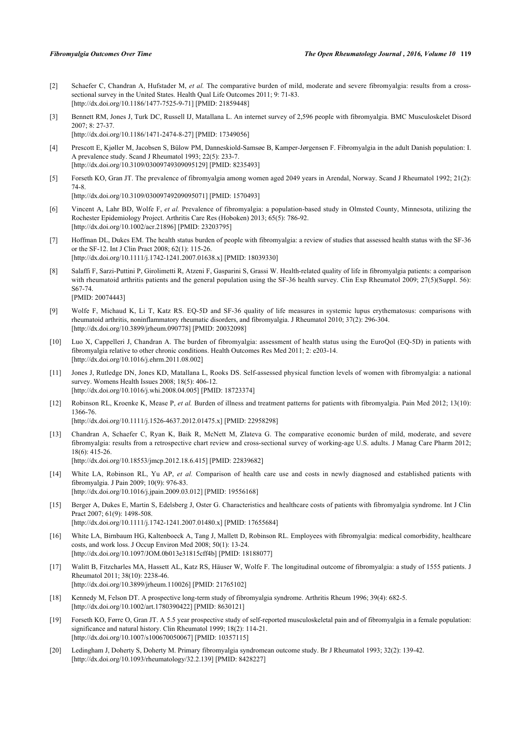[2] Schaefer C, Chandran A, Hufstader M, *et al.* The comparative burden of mild, moderate and severe fibromyalgia: results from a cross-sectional survey in the United States. Health Qual Life Outcomes 2011; 9: 71-83.
[http://dx.doi.org/10.1186/1477-7525-9-71] [PMID: 21859448]

[3] Bennett RM, Jones J, Turk DC, Russell IJ, Matallana L. An internet survey of 2,596 people with fibromyalgia. BMC Musculoskelet Disord 2007; 8: 27-37.
[http://dx.doi.org/10.1186/1471-2474-8-27] [PMID: 17349056]

[4] Prescott E, Kjøller M, Jacobsen S, Bülow PM, Danneskiold-Samsøe B, Kamper-Jørgensen F. Fibromyalgia in the adult Danish population: I. A prevalence study. Scand J Rheumatol 1993; 22(5): 233-7.
[http://dx.doi.org/10.3109/03009749309095129] [PMID: 8235493]

[5] Forseth KO, Gran JT. The prevalence of fibromyalgia among women aged 2049 years in Arendal, Norway. Scand J Rheumatol 1992; 21(2): 74-8.
[http://dx.doi.org/10.3109/03009749209095071] [PMID: 1570493]

[6] Vincent A, Lahr BD, Wolfe F, *et al.* Prevalence of fibromyalgia: a population-based study in Olmsted County, Minnesota, utilizing the Rochester Epidemiology Project. Arthritis Care Res (Hoboken) 2013; 65(5): 786-92.
[http://dx.doi.org/10.1002/acr.21896] [PMID: 23203795]

[7] Hoffman DL, Dukes EM. The health status burden of people with fibromyalgia: a review of studies that assessed health status with the SF-36 or the SF-12. Int J Clin Pract 2008; 62(1): 115-26.
[http://dx.doi.org/10.1111/j.1742-1241.2007.01638.x] [PMID: 18039330]

[8] Salaffi F, Sarzi-Puttini P, Girolimetti R, Atzeni F, Gasparini S, Grassi W. Health-related quality of life in fibromyalgia patients: a comparison with rheumatoid arthritis patients and the general population using the SF-36 health survey. Clin Exp Rheumatol 2009; 27(5)(Suppl. 56): S67-74.
[PMID: 20074443]

[9] Wolfe F, Michaud K, Li T, Katz RS. EQ-5D and SF-36 quality of life measures in systemic lupus erythematosus: comparisons with rheumatoid arthritis, noninflammatory rheumatic disorders, and fibromyalgia. J Rheumatol 2010; 37(2): 296-304.
[http://dx.doi.org/10.3899/jrheum.090778] [PMID: 20032098]

[10] Luo X, Cappelleri J, Chandran A. The burden of fibromyalgia: assessment of health status using the EuroQol (EQ-5D) in patients with fibromyalgia relative to other chronic conditions. Health Outcomes Res Med 2011; 2: e203-14.
[http://dx.doi.org/10.1016/j.ehrm.2011.08.002]

[11] Jones J, Rutledge DN, Jones KD, Matallana L, Rooks DS. Self-assessed physical function levels of women with fibromyalgia: a national survey. Womens Health Issues 2008; 18(5): 406-12.
[http://dx.doi.org/10.1016/j.whi.2008.04.005] [PMID: 18723374]

[12] Robinson RL, Kroenke K, Mease P, *et al.* Burden of illness and treatment patterns for patients with fibromyalgia. Pain Med 2012; 13(10): 1366-76.
[http://dx.doi.org/10.1111/j.1526-4637.2012.01475.x] [PMID: 22958298]

[13] Chandran A, Schaefer C, Ryan K, Baik R, McNett M, Zlateva G. The comparative economic burden of mild, moderate, and severe fibromyalgia: results from a retrospective chart review and cross-sectional survey of working-age U.S. adults. J Manag Care Pharm 2012; 18(6): 415-26.
[http://dx.doi.org/10.18553/jmcp.2012.18.6.415] [PMID: 22839682]

[14] White LA, Robinson RL, Yu AP, *et al.* Comparison of health care use and costs in newly diagnosed and established patients with fibromyalgia. J Pain 2009; 10(9): 976-83.
[http://dx.doi.org/10.1016/j.jpain.2009.03.012] [PMID: 19556168]

[15] Berger A, Dukes E, Martin S, Edelsberg J, Oster G. Characteristics and healthcare costs of patients with fibromyalgia syndrome. Int J Clin Pract 2007; 61(9): 1498-508.
[http://dx.doi.org/10.1111/j.1742-1241.2007.01480.x] [PMID: 17655684]

[16] White LA, Birnbaum HG, Kaltenboeck A, Tang J, Mallett D, Robinson RL. Employees with fibromyalgia: medical comorbidity, healthcare costs, and work loss. J Occup Environ Med 2008; 50(1): 13-24.
[http://dx.doi.org/10.1097/JOM.0b013e31815cff4b] [PMID: 18188077]

[17] Walitt B, Fitzcharles MA, Hassett AL, Katz RS, Häuser W, Wolfe F. The longitudinal outcome of fibromyalgia: a study of 1555 patients. J Rheumatol 2011; 38(10): 2238-46.
[http://dx.doi.org/10.3899/jrheum.110026] [PMID: 21765102]

[18] Kennedy M, Felson DT. A prospective long-term study of fibromyalgia syndrome. Arthritis Rheum 1996; 39(4): 682-5.
[http://dx.doi.org/10.1002/art.1780390422] [PMID: 8630121]

[19] Forseth KO, Førre O, Gran JT. A 5.5 year prospective study of self-reported musculoskeletal pain and of fibromyalgia in a female population: significance and natural history. Clin Rheumatol 1999; 18(2): 114-21.
[http://dx.doi.org/10.1007/s100670050067] [PMID: 10357115]

[20] Ledingham J, Doherty S, Doherty M. Primary fibromyalgia syndromean outcome study. Br J Rheumatol 1993; 32(2): 139-42.
[http://dx.doi.org/10.1093/rheumatology/32.2.139] [PMID: 8428227]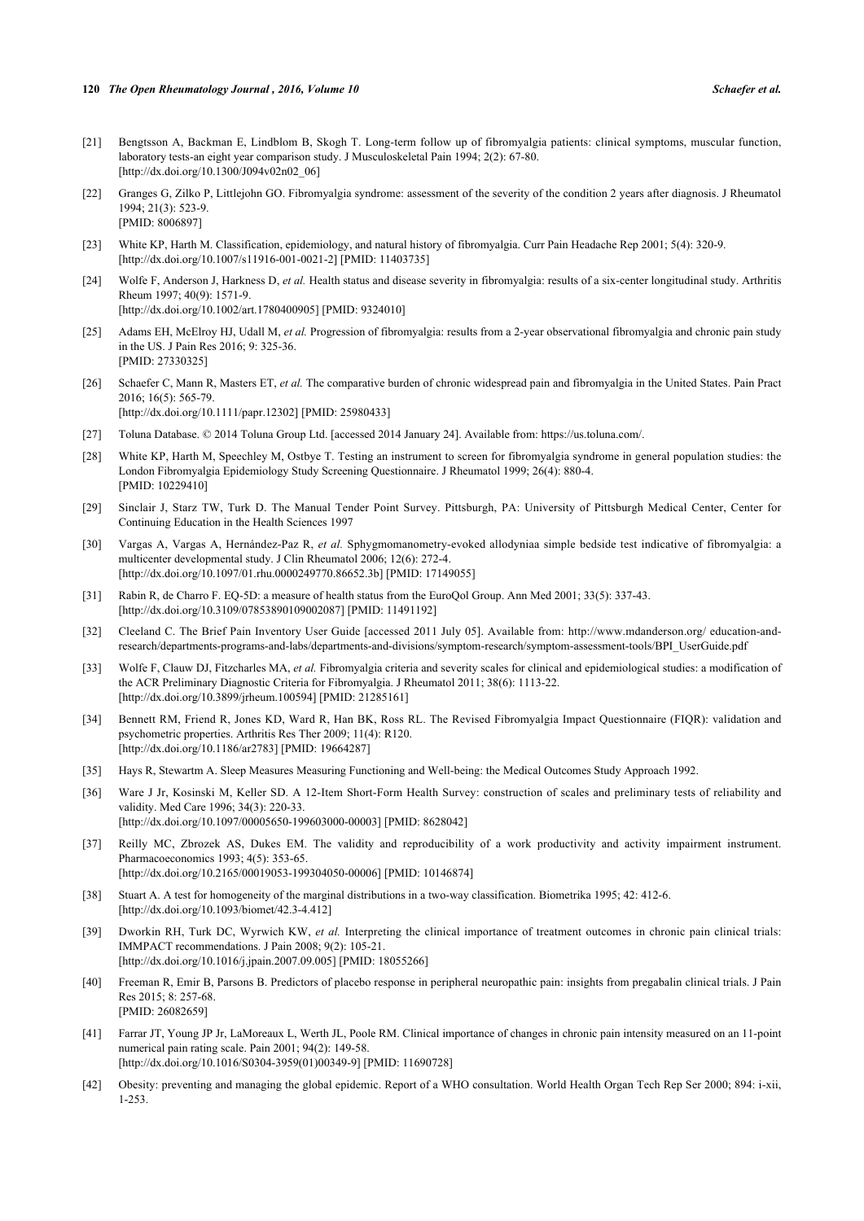[21] Bengtsson A, Backman E, Lindblom B, Skogh T. Long-term follow up of fibromyalgia patients: clinical symptoms, muscular function, laboratory tests-an eight year comparison study. J Musculoskeletal Pain 1994; 2(2): 67-80. [http://dx.doi.org/10.1300/J094v02n02_06]

[22] Granges G, Zilko P, Littlejohn GO. Fibromyalgia syndrome: assessment of the severity of the condition 2 years after diagnosis. J Rheumatol 1994; 21(3): 523-9. [PMID: 8006897]

[23] White KP, Harth M. Classification, epidemiology, and natural history of fibromyalgia. Curr Pain Headache Rep 2001; 5(4): 320-9. [http://dx.doi.org/10.1007/s11916-001-0021-2] [PMID: 11403735]

[24] Wolfe F, Anderson J, Harkness D, *et al.* Health status and disease severity in fibromyalgia: results of a six-center longitudinal study. Arthritis Rheum 1997; 40(9): 1571-9. [http://dx.doi.org/10.1002/art.1780400905] [PMID: 9324010]

[25] Adams EH, McElroy HJ, Udall M, *et al.* Progression of fibromyalgia: results from a 2-year observational fibromyalgia and chronic pain study in the US. J Pain Res 2016; 9: 325-36. [PMID: 27330325]

[26] Schaefer C, Mann R, Masters ET, *et al.* The comparative burden of chronic widespread pain and fibromyalgia in the United States. Pain Pract 2016; 16(5): 565-79. [http://dx.doi.org/10.1111/papr.12302] [PMID: 25980433]

[27] Toluna Database. © 2014 Toluna Group Ltd. [accessed 2014 January 24]. Available from: https://us.toluna.com/.

[28] White KP, Harth M, Speechley M, Ostbye T. Testing an instrument to screen for fibromyalgia syndrome in general population studies: the London Fibromyalgia Epidemiology Study Screening Questionnaire. J Rheumatol 1999; 26(4): 880-4. [PMID: 10229410]

[29] Sinclair J, Starz TW, Turk D. The Manual Tender Point Survey. Pittsburgh, PA: University of Pittsburgh Medical Center, Center for Continuing Education in the Health Sciences 1997

[30] Vargas A, Vargas A, Hernández-Paz R, *et al.* Sphygmomanometry-evoked allodyniaa simple bedside test indicative of fibromyalgia: a multicenter developmental study. J Clin Rheumatol 2006; 12(6): 272-4. [http://dx.doi.org/10.1097/01.rhu.0000249770.86652.3b] [PMID: 17149055]

[31] Rabin R, de Charro F. EQ-5D: a measure of health status from the EuroQol Group. Ann Med 2001; 33(5): 337-43. [http://dx.doi.org/10.3109/07853890109002087] [PMID: 11491192]

[32] Cleeland C. The Brief Pain Inventory User Guide [accessed 2011 July 05]. Available from: http://www.mdanderson.org/ education-and-research/departments-programs-and-labs/departments-and-divisions/symptom-research/symptom-assessment-tools/BPI_UserGuide.pdf

[33] Wolfe F, Clauw DJ, Fitzcharles MA, *et al.* Fibromyalgia criteria and severity scales for clinical and epidemiological studies: a modification of the ACR Preliminary Diagnostic Criteria for Fibromyalgia. J Rheumatol 2011; 38(6): 1113-22. [http://dx.doi.org/10.3899/jrheum.100594] [PMID: 21285161]

[34] Bennett RM, Friend R, Jones KD, Ward R, Han BK, Ross RL. The Revised Fibromyalgia Impact Questionnaire (FIQR): validation and psychometric properties. Arthritis Res Ther 2009; 11(4): R120. [http://dx.doi.org/10.1186/ar2783] [PMID: 19664287]

[35] Hays R, Stewartm A. Sleep Measures Measuring Functioning and Well-being: the Medical Outcomes Study Approach 1992.

[36] Ware J Jr, Kosinski M, Keller SD. A 12-Item Short-Form Health Survey: construction of scales and preliminary tests of reliability and validity. Med Care 1996; 34(3): 220-33. [http://dx.doi.org/10.1097/00005650-199603000-00003] [PMID: 8628042]

[37] Reilly MC, Zbrozek AS, Dukes EM. The validity and reproducibility of a work productivity and activity impairment instrument. Pharmacoeconomics 1993; 4(5): 353-65. [http://dx.doi.org/10.2165/00019053-199304050-00006] [PMID: 10146874]

[38] Stuart A. A test for homogeneity of the marginal distributions in a two-way classification. Biometrika 1995; 42: 412-6. [http://dx.doi.org/10.1093/biomet/42.3-4.412]

[39] Dworkin RH, Turk DC, Wyrwich KW, *et al.* Interpreting the clinical importance of treatment outcomes in chronic pain clinical trials: IMMPACT recommendations. J Pain 2008; 9(2): 105-21. [http://dx.doi.org/10.1016/j.jpain.2007.09.005] [PMID: 18055266]

[40] Freeman R, Emir B, Parsons B. Predictors of placebo response in peripheral neuropathic pain: insights from pregabalin clinical trials. J Pain Res 2015; 8: 257-68. [PMID: 26082659]

[41] Farrar JT, Young JP Jr, LaMoreaux L, Werth JL, Poole RM. Clinical importance of changes in chronic pain intensity measured on an 11-point numerical pain rating scale. Pain 2001; 94(2): 149-58. [http://dx.doi.org/10.1016/S0304-3959(01)00349-9] [PMID: 11690728]

[42] Obesity: preventing and managing the global epidemic. Report of a WHO consultation. World Health Organ Tech Rep Ser 2000; 894: i-xii, 1-253.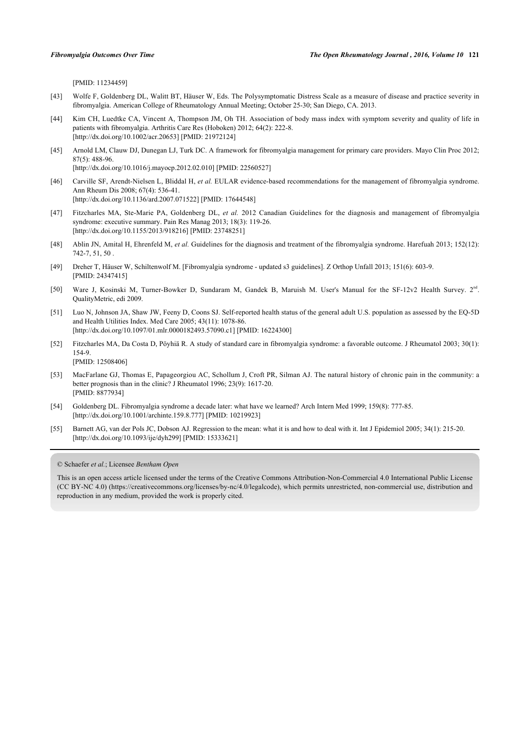[PMID: 11234459]

[43] Wolfe F, Goldenberg DL, Walitt BT, Häuser W, Eds. The Polysymptomatic Distress Scale as a measure of disease and practice severity in fibromyalgia. American College of Rheumatology Annual Meeting; October 25-30; San Diego, CA. 2013.

[44] Kim CH, Luedtke CA, Vincent A, Thompson JM, Oh TH. Association of body mass index with symptom severity and quality of life in patients with fibromyalgia. Arthritis Care Res (Hoboken) 2012; 64(2): 222-8.
[http://dx.doi.org/10.1002/acr.20653] [PMID: 21972124]

[45] Arnold LM, Clauw DJ, Dunegan LJ, Turk DC. A framework for fibromyalgia management for primary care providers. Mayo Clin Proc 2012; 87(5): 488-96.
[http://dx.doi.org/10.1016/j.mayocp.2012.02.010] [PMID: 22560527]

[46] Carville SF, Arendt-Nielsen L, Bliddal H, *et al.* EULAR evidence-based recommendations for the management of fibromyalgia syndrome. Ann Rheum Dis 2008; 67(4): 536-41.
[http://dx.doi.org/10.1136/ard.2007.071522] [PMID: 17644548]

[47] Fitzcharles MA, Ste-Marie PA, Goldenberg DL, *et al.* 2012 Canadian Guidelines for the diagnosis and management of fibromyalgia syndrome: executive summary. Pain Res Manag 2013; 18(3): 119-26.
[http://dx.doi.org/10.1155/2013/918216] [PMID: 23748251]

[48] Ablin JN, Amital H, Ehrenfeld M, *et al.* Guidelines for the diagnosis and treatment of the fibromyalgia syndrome. Harefuah 2013; 152(12): 742-7, 51, 50 .

[49] Dreher T, Häuser W, Schiltenwolf M. [Fibromyalgia syndrome - updated s3 guidelines]. Z Orthop Unfall 2013; 151(6): 603-9.
[PMID: 24347415]

[50] Ware J, Kosinski M, Turner-Bowker D, Sundaram M, Gandek B, Maruish M. User's Manual for the SF-12v2 Health Survey. 2nd. QualityMetric, edi 2009.

[51] Luo N, Johnson JA, Shaw JW, Feeny D, Coons SJ. Self-reported health status of the general adult U.S. population as assessed by the EQ-5D and Health Utilities Index. Med Care 2005; 43(11): 1078-86.
[http://dx.doi.org/10.1097/01.mlr.0000182493.57090.c1] [PMID: 16224300]

[52] Fitzcharles MA, Da Costa D, Pöyhiä R. A study of standard care in fibromyalgia syndrome: a favorable outcome. J Rheumatol 2003; 30(1): 154-9.
[PMID: 12508406]

[53] MacFarlane GJ, Thomas E, Papageorgiou AC, Schollum J, Croft PR, Silman AJ. The natural history of chronic pain in the community: a better prognosis than in the clinic? J Rheumatol 1996; 23(9): 1617-20.
[PMID: 8877934]

[54] Goldenberg DL. Fibromyalgia syndrome a decade later: what have we learned? Arch Intern Med 1999; 159(8): 777-85.
[http://dx.doi.org/10.1001/archinte.159.8.777] [PMID: 10219923]

[55] Barnett AG, van der Pols JC, Dobson AJ. Regression to the mean: what it is and how to deal with it. Int J Epidemiol 2005; 34(1): 215-20.
[http://dx.doi.org/10.1093/ije/dyh299] [PMID: 15333621]

© Schaefer *et al.*; Licensee *Bentham Open*

This is an open access article licensed under the terms of the Creative Commons Attribution-Non-Commercial 4.0 International Public License (CC BY-NC 4.0) (https://creativecommons.org/licenses/by-nc/4.0/legalcode), which permits unrestricted, non-commercial use, distribution and reproduction in any medium, provided the work is properly cited.